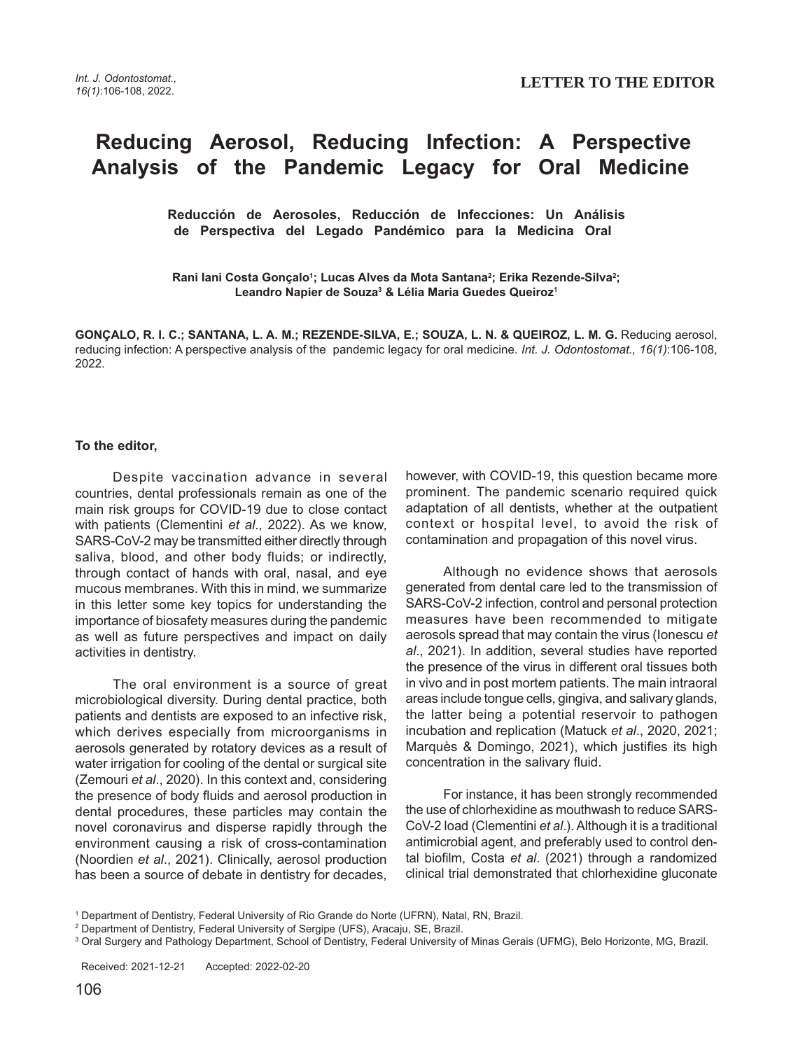LETTER TO THE EDITOR

# Reducing Aerosol, Reducing Infection: A Perspective Analysis of the Pandemic Legacy for Oral Medicine

## Reducción de Aerosoles, Reducción de Infecciones: Un Análisis de Perspectiva del Legado Pandémico para la Medicina Oral

**Rani Iani Costa Gonçalo[1]; Lucas Alves da Mota Santana[2]; Erika Rezende-Silva[2]; Leandro Napier de Souza[3] & Lélia Maria Guedes Queiroz[1]**

**GONÇALO, R. I. C.; SANTANA, L. A. M.; REZENDE-SILVA, E.; SOUZA, L. N. & QUEIROZ, L. M. G.** Reducing aerosol, reducing infection: A perspective analysis of the pandemic legacy for oral medicine. *Int. J. Odontostomat., 16(1)*:106-108, 2022.

**To the editor,**

Despite vaccination advance in several countries, dental professionals remain as one of the main risk groups for COVID-19 due to close contact with patients (Clementini *et al*., 2022). As we know, SARS-CoV-2 may be transmitted either directly through saliva, blood, and other body fluids; or indirectly, through contact of hands with oral, nasal, and eye mucous membranes. With this in mind, we summarize in this letter some key topics for understanding the importance of biosafety measures during the pandemic as well as future perspectives and impact on daily activities in dentistry.

The oral environment is a source of great microbiological diversity. During dental practice, both patients and dentists are exposed to an infective risk, which derives especially from microorganisms in aerosols generated by rotatory devices as a result of water irrigation for cooling of the dental or surgical site (Zemouri *et al*., 2020). In this context and, considering the presence of body fluids and aerosol production in dental procedures, these particles may contain the novel coronavirus and disperse rapidly through the environment causing a risk of cross-contamination (Noordien *et al*., 2021). Clinically, aerosol production has been a source of debate in dentistry for decades, however, with COVID-19, this question became more prominent. The pandemic scenario required quick adaptation of all dentists, whether at the outpatient context or hospital level, to avoid the risk of contamination and propagation of this novel virus.

Although no evidence shows that aerosols generated from dental care led to the transmission of SARS-CoV-2 infection, control and personal protection measures have been recommended to mitigate aerosols spread that may contain the virus (Ionescu *et al*., 2021). In addition, several studies have reported the presence of the virus in different oral tissues both in vivo and in post mortem patients. The main intraoral areas include tongue cells, gingiva, and salivary glands, the latter being a potential reservoir to pathogen incubation and replication (Matuck *et al*., 2020, 2021; Marquès & Domingo, 2021), which justifies its high concentration in the salivary fluid.

For instance, it has been strongly recommended the use of chlorhexidine as mouthwash to reduce SARS-CoV-2 load (Clementini *et al*.). Although it is a traditional antimicrobial agent, and preferably used to control dental biofilm, Costa *et al*. (2021) through a randomized clinical trial demonstrated that chlorhexidine gluconate

[1] Department of Dentistry, Federal University of Rio Grande do Norte (UFRN), Natal, RN, Brazil.
[2] Department of Dentistry, Federal University of Sergipe (UFS), Aracaju, SE, Brazil.
[3] Oral Surgery and Pathology Department, School of Dentistry, Federal University of Minas Gerais (UFMG), Belo Horizonte, MG, Brazil.

Received: 2021-12-21 Accepted: 2022-02-20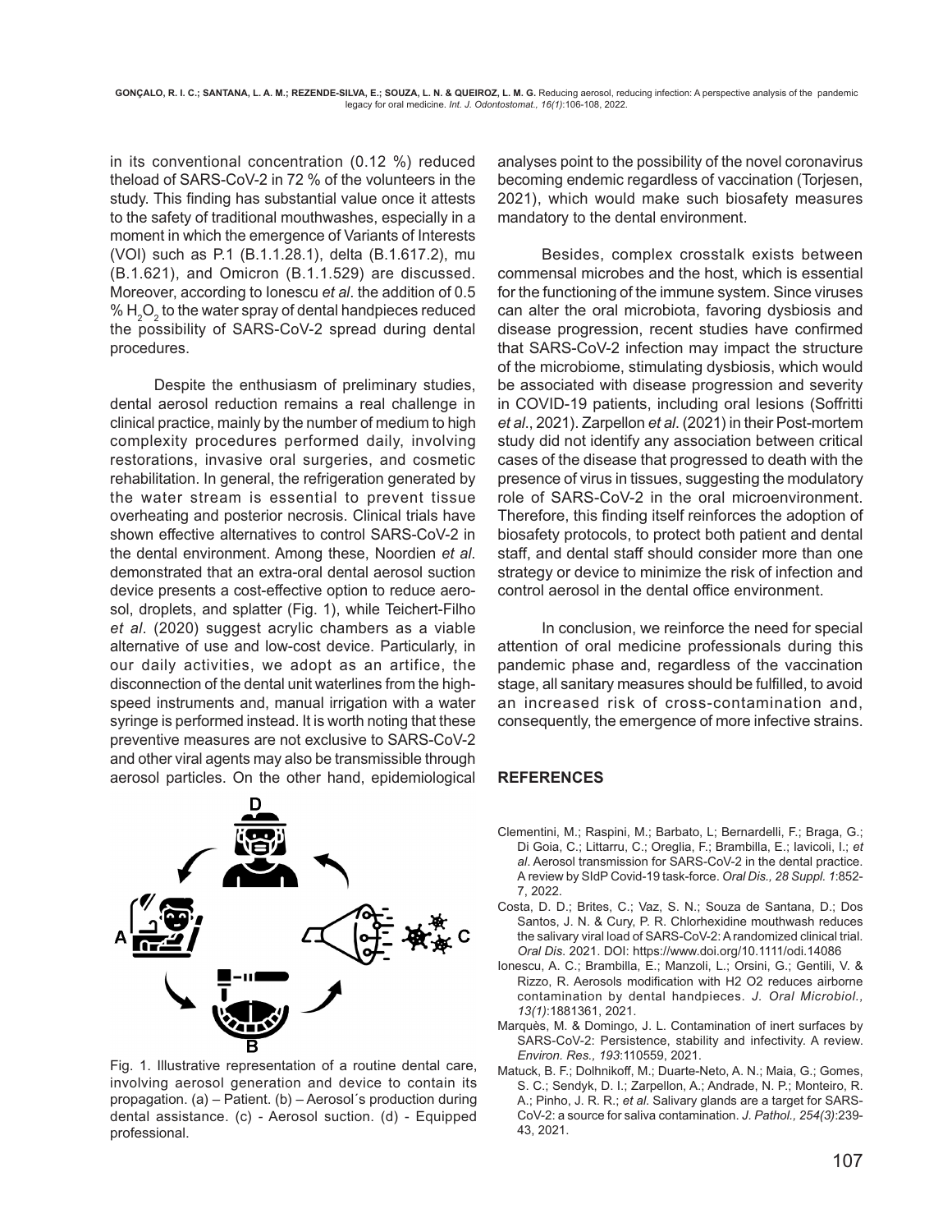in its conventional concentration (0.12 %) reduced theload of SARS-CoV-2 in 72 % of the volunteers in the study. This finding has substantial value once it attests to the safety of traditional mouthwashes, especially in a moment in which the emergence of Variants of Interests (VOI) such as P.1 (B.1.1.28.1), delta (B.1.617.2), mu (B.1.621), and Omicron (B.1.1.529) are discussed. Moreover, according to Ionescu *et al*. the addition of 0.5 % $H_2O_2$ to the water spray of dental handpieces reduced the possibility of SARS-CoV-2 spread during dental procedures.

Despite the enthusiasm of preliminary studies, dental aerosol reduction remains a real challenge in clinical practice, mainly by the number of medium to high complexity procedures performed daily, involving restorations, invasive oral surgeries, and cosmetic rehabilitation. In general, the refrigeration generated by the water stream is essential to prevent tissue overheating and posterior necrosis. Clinical trials have shown effective alternatives to control SARS-CoV-2 in the dental environment. Among these, Noordien *et al*. demonstrated that an extra-oral dental aerosol suction device presents a cost-effective option to reduce aerosol, droplets, and splatter (Fig. 1), while Teichert-Filho *et al*. (2020) suggest acrylic chambers as a viable alternative of use and low-cost device. Particularly, in our daily activities, we adopt as an artifice, the disconnection of the dental unit waterlines from the high-speed instruments and, manual irrigation with a water syringe is performed instead. It is worth noting that these preventive measures are not exclusive to SARS-CoV-2 and other viral agents may also be transmissible through aerosol particles. On the other hand, epidemiological analyses point to the possibility of the novel coronavirus becoming endemic regardless of vaccination (Torjesen, 2021), which would make such biosafety measures mandatory to the dental environment.

Fig. 1. Illustrative representation of a routine dental care, involving aerosol generation and device to contain its propagation. (a) – Patient. (b) – Aerosol´s production during dental assistance. (c) - Aerosol suction. (d) - Equipped professional.

Besides, complex crosstalk exists between commensal microbes and the host, which is essential for the functioning of the immune system. Since viruses can alter the oral microbiota, favoring dysbiosis and disease progression, recent studies have confirmed that SARS-CoV-2 infection may impact the structure of the microbiome, stimulating dysbiosis, which would be associated with disease progression and severity in COVID-19 patients, including oral lesions (Soffritti *et al*., 2021). Zarpellon *et al*. (2021) in their Post-mortem study did not identify any association between critical cases of the disease that progressed to death with the presence of virus in tissues, suggesting the modulatory role of SARS-CoV-2 in the oral microenvironment. Therefore, this finding itself reinforces the adoption of biosafety protocols, to protect both patient and dental staff, and dental staff should consider more than one strategy or device to minimize the risk of infection and control aerosol in the dental office environment.

In conclusion, we reinforce the need for special attention of oral medicine professionals during this pandemic phase and, regardless of the vaccination stage, all sanitary measures should be fulfilled, to avoid an increased risk of cross-contamination and, consequently, the emergence of more infective strains.

## REFERENCES

Clementini, M.; Raspini, M.; Barbato, L; Bernardelli, F.; Braga, G.; Di Goia, C.; Littarru, C.; Oreglia, F.; Brambilla, E.; Iavicoli, I.; *et al*. Aerosol transmission for SARS-CoV-2 in the dental practice. A review by SIdP Covid-19 task-force. *Oral Dis., 28 Suppl. 1*:852-7, 2022.

Costa, D. D.; Brites, C.; Vaz, S. N.; Souza de Santana, D.; Dos Santos, J. N. & Cury, P. R. Chlorhexidine mouthwash reduces the salivary viral load of SARS-CoV-2: A randomized clinical trial. *Oral Dis*. 2021. DOI: https://www.doi.org/10.1111/odi.14086

Ionescu, A. C.; Brambilla, E.; Manzoli, L.; Orsini, G.; Gentili, V. & Rizzo, R. Aerosols modification with H2 O2 reduces airborne contamination by dental handpieces. *J. Oral Microbiol., 13(1)*:1881361, 2021.

Marquès, M. & Domingo, J. L. Contamination of inert surfaces by SARS-CoV-2: Persistence, stability and infectivity. A review. *Environ. Res., 193*:110559, 2021.

Matuck, B. F.; Dolhnikoff, M.; Duarte-Neto, A. N.; Maia, G.; Gomes, S. C.; Sendyk, D. I.; Zarpellon, A.; Andrade, N. P.; Monteiro, R. A.; Pinho, J. R. R.; *et al*. Salivary glands are a target for SARS-CoV-2: a source for saliva contamination. *J. Pathol., 254(3)*:239-43, 2021.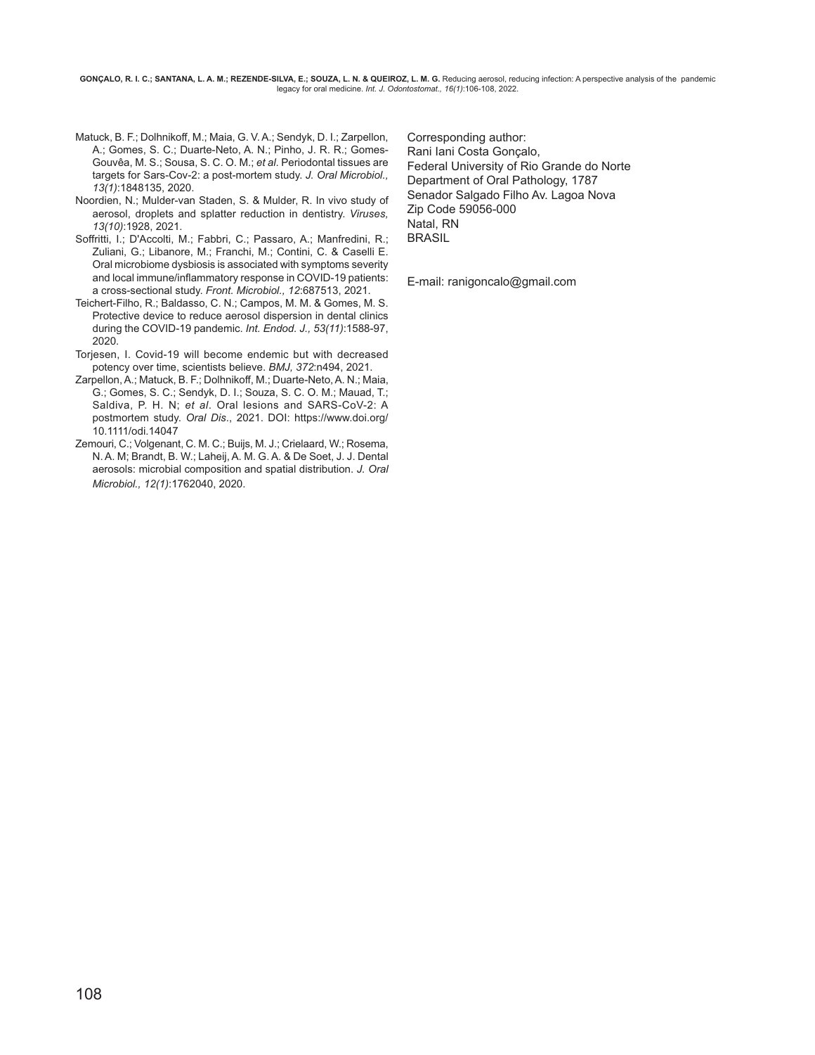Matuck, B. F.; Dolhnikoff, M.; Maia, G. V. A.; Sendyk, D. I.; Zarpellon, A.; Gomes, S. C.; Duarte-Neto, A. N.; Pinho, J. R. R.; Gomes-Gouvêa, M. S.; Sousa, S. C. O. M.; *et al*. Periodontal tissues are targets for Sars-Cov-2: a post-mortem study. *J. Oral Microbiol., 13(1)*:1848135, 2020.

Noordien, N.; Mulder-van Staden, S. & Mulder, R. In vivo study of aerosol, droplets and splatter reduction in dentistry. *Viruses, 13(10)*:1928, 2021.

Soffritti, I.; D'Accolti, M.; Fabbri, C.; Passaro, A.; Manfredini, R.; Zuliani, G.; Libanore, M.; Franchi, M.; Contini, C. & Caselli E. Oral microbiome dysbiosis is associated with symptoms severity and local immune/inflammatory response in COVID-19 patients: a cross-sectional study. *Front. Microbiol., 12*:687513, 2021.

Teichert-Filho, R.; Baldasso, C. N.; Campos, M. M. & Gomes, M. S. Protective device to reduce aerosol dispersion in dental clinics during the COVID-19 pandemic. *Int. Endod. J., 53(11)*:1588-97, 2020.

Torjesen, I. Covid-19 will become endemic but with decreased potency over time, scientists believe. *BMJ, 372*:n494, 2021.

Zarpellon, A.; Matuck, B. F.; Dolhnikoff, M.; Duarte-Neto, A. N.; Maia, G.; Gomes, S. C.; Sendyk, D. I.; Souza, S. C. O. M.; Mauad, T.; Saldiva, P. H. N; *et al*. Oral lesions and SARS-CoV-2: A postmortem study. *Oral Dis*., 2021. DOI: https://www.doi.org/10.1111/odi.14047

Zemouri, C.; Volgenant, C. M. C.; Buijs, M. J.; Crielaard, W.; Rosema, N. A. M; Brandt, B. W.; Laheij, A. M. G. A. & De Soet, J. J. Dental aerosols: microbial composition and spatial distribution. *J. Oral Microbiol., 12(1)*:1762040, 2020.

Corresponding author:
Rani Iani Costa Gonçalo,
Federal University of Rio Grande do Norte
Department of Oral Pathology, 1787
Senador Salgado Filho Av. Lagoa Nova
Zip Code 59056-000
Natal, RN
BRASIL

E-mail: ranigoncalo@gmail.com